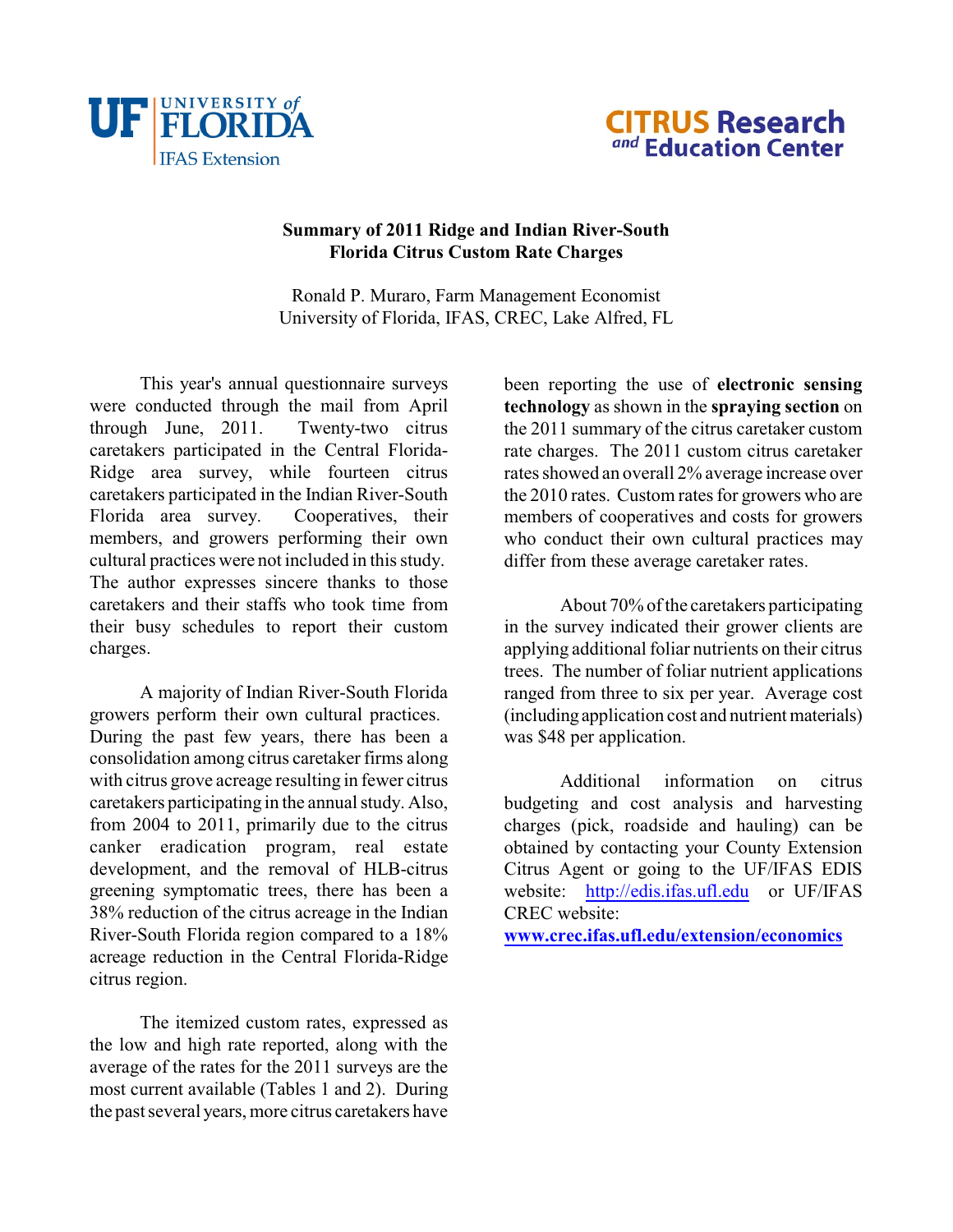**UF UNIVERSITY of FLORIDA**
IFAS Extension

**CITRUS Research and Education Center**

# Summary of 2011 Ridge and Indian River-South Florida Citrus Custom Rate Charges

Ronald P. Muraro, Farm Management Economist
University of Florida, IFAS, CREC, Lake Alfred, FL

This year's annual questionnaire surveys were conducted through the mail from April through June, 2011. Twenty-two citrus caretakers participated in the Central Florida-Ridge area survey, while fourteen citrus caretakers participated in the Indian River-South Florida area survey. Cooperatives, their members, and growers performing their own cultural practices were not included in this study. The author expresses sincere thanks to those caretakers and their staffs who took time from their busy schedules to report their custom charges.

A majority of Indian River-South Florida growers perform their own cultural practices. During the past few years, there has been a consolidation among citrus caretaker firms along with citrus grove acreage resulting in fewer citrus caretakers participating in the annual study. Also, from 2004 to 2011, primarily due to the citrus canker eradication program, real estate development, and the removal of HLB-citrus greening symptomatic trees, there has been a 38% reduction of the citrus acreage in the Indian River-South Florida region compared to a 18% acreage reduction in the Central Florida-Ridge citrus region.

The itemized custom rates, expressed as the low and high rate reported, along with the average of the rates for the 2011 surveys are the most current available (Tables 1 and 2). During the past several years, more citrus caretakers have been reporting the use of **electronic sensing technology** as shown in the **spraying section** on the 2011 summary of the citrus caretaker custom rate charges. The 2011 custom citrus caretaker rates showed an overall 2% average increase over the 2010 rates. Custom rates for growers who are members of cooperatives and costs for growers who conduct their own cultural practices may differ from these average caretaker rates.

About 70% of the caretakers participating in the survey indicated their grower clients are applying additional foliar nutrients on their citrus trees. The number of foliar nutrient applications ranged from three to six per year. Average cost (including application cost and nutrient materials) was $48 per application.

Additional information on citrus budgeting and cost analysis and harvesting charges (pick, roadside and hauling) can be obtained by contacting your County Extension Citrus Agent or going to the UF/IFAS EDIS website: http://edis.ifas.ufl.edu or UF/IFAS CREC website: **www.crec.ifas.ufl.edu/extension/economics**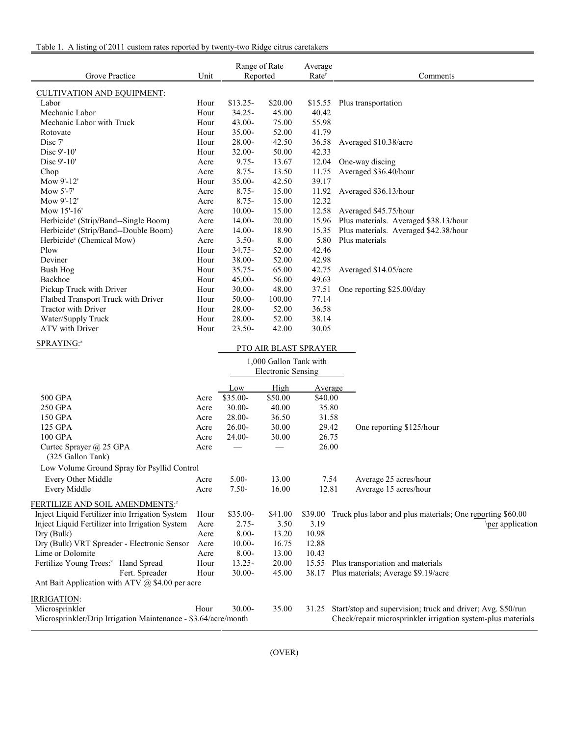Table 1. A listing of 2011 custom rates reported by twenty-two Ridge citrus caretakers

| Grove Practice | Unit | Range of Rate Reported | | Average Rate[y] | Comments |
|---|---|---|---|---|---|
| CULTIVATION AND EQUIPMENT: | | | | | |
| Labor | Hour | $13.25- | $20.00 | $15.55 | Plus transportation |
| Mechanic Labor | Hour | 34.25- | 45.00 | 40.42 | |
| Mechanic Labor with Truck | Hour | 43.00- | 75.00 | 55.98 | |
| Rotovate | Hour | 35.00- | 52.00 | 41.79 | |
| Disc 7' | Hour | 28.00- | 42.50 | 36.58 | Averaged $10.38/acre |
| Disc 9'-10' | Hour | 32.00- | 50.00 | 42.33 | |
| Disc 9'-10' | Acre | 9.75- | 13.67 | 12.04 | One-way discing |
| Chop | Acre | 8.75- | 13.50 | 11.75 | Averaged $36.40/hour |
| Mow 9'-12' | Hour | 35.00- | 42.50 | 39.17 | |
| Mow 5'-7' | Acre | 8.75- | 15.00 | 11.92 | Averaged $36.13/hour |
| Mow 9'-12' | Acre | 8.75- | 15.00 | 12.32 | |
| Mow 15'-16' | Acre | 10.00- | 15.00 | 12.58 | Averaged $45.75/hour |
| Herbicide[z] (Strip/Band--Single Boom) | Acre | 14.00- | 20.00 | 15.96 | Plus materials. Averaged $38.13/hour |
| Herbicide[z] (Strip/Band--Double Boom) | Acre | 14.00- | 18.90 | 15.35 | Plus materials. Averaged $42.38/hour |
| Herbicide[z] (Chemical Mow) | Acre | 3.50- | 8.00 | 5.80 | Plus materials |
| Plow | Hour | 34.75- | 52.00 | 42.46 | |
| Deviner | Hour | 38.00- | 52.00 | 42.98 | |
| Bush Hog | Hour | 35.75- | 65.00 | 42.75 | Averaged $14.05/acre |
| Backhoe | Hour | 45.00- | 56.00 | 49.63 | |
| Pickup Truck with Driver | Hour | 30.00- | 48.00 | 37.51 | One reporting $25.00/day |
| Flatbed Transport Truck with Driver | Hour | 50.00- | 100.00 | 77.14 | |
| Tractor with Driver | Hour | 28.00- | 52.00 | 36.58 | |
| Water/Supply Truck | Hour | 28.00- | 52.00 | 38.14 | |
| ATV with Driver | Hour | 23.50- | 42.00 | 30.05 | |

SPRAYING:[z]

| | | PTO AIR BLAST SPRAYER 1,000 Gallon Tank with Electronic Sensing | | | |
|---|---|---|---|---|---|
| | | Low | High | Average | |
| 500 GPA | Acre | $35.00- | $50.00 | $40.00 | |
| 250 GPA | Acre | 30.00- | 40.00 | 35.80 | |
| 150 GPA | Acre | 28.00- | 36.50 | 31.58 | |
| 125 GPA | Acre | 26.00- | 30.00 | 29.42 | One reporting $125/hour |
| 100 GPA | Acre | 24.00- | 30.00 | 26.75 | |
| Curtec Sprayer @ 25 GPA (325 Gallon Tank) | Acre | — | — | 26.00 | |
| Low Volume Ground Spray for Psyllid Control | | | | | |
| Every Other Middle | Acre | 5.00- | 13.00 | 7.54 | Average 25 acres/hour |
| Every Middle | Acre | 7.50- | 16.00 | 12.81 | Average 15 acres/hour |

| Grove Practice | Unit | Low | High | Average | Comments |
|---|---|---|---|---|---|
| FERTILIZE AND SOIL AMENDMENTS:[z] | | | | | |
| Inject Liquid Fertilizer into Irrigation System | Hour | $35.00- | $41.00 | $39.00 | Truck plus labor and plus materials; One reporting $60.00 per application |
| Inject Liquid Fertilizer into Irrigation System | Acre | 2.75- | 3.50 | 3.19 | |
| Dry (Bulk) | Acre | 8.00- | 13.20 | 10.98 | |
| Dry (Bulk) VRT Spreader - Electronic Sensor | Acre | 10.00- | 16.75 | 12.88 | |
| Lime or Dolomite | Acre | 8.00- | 13.00 | 10.43 | |
| Fertilize Young Trees:[z] Hand Spread | Hour | 13.25- | 20.00 | 15.55 | Plus transportation and materials |
| Fertilize Young Trees: Fert. Spreader | Hour | 30.00- | 45.00 | 38.17 | Plus materials; Average $9.19/acre |
| Ant Bait Application with ATV @ $4.00 per acre | | | | | |
| IRRIGATION: | | | | | |
| Microsprinkler | Hour | 30.00- | 35.00 | 31.25 | Start/stop and supervision; truck and driver; Avg. $50/run |
| Microsprinkler/Drip Irrigation Maintenance - $3.64/acre/month | | | | | Check/repair microsprinkler irrigation system-plus materials |

(OVER)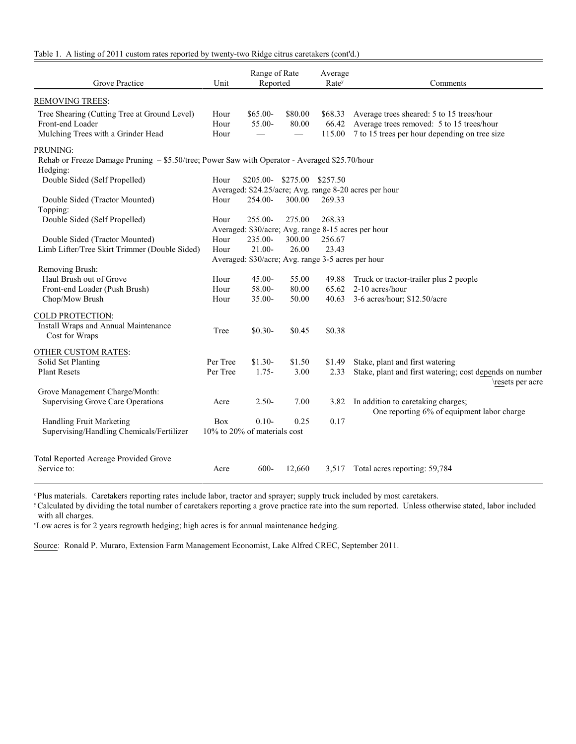Table 1. A listing of 2011 custom rates reported by twenty-two Ridge citrus caretakers (cont'd.)

| Grove Practice | Unit | Range of Rate Reported | | Average Rate[y] | Comments |
|---|---|---|---|---|---|
| REMOVING TREES: | | | | | |
| Tree Shearing (Cutting Tree at Ground Level) | Hour | $65.00- | $80.00 | $68.33 | Average trees sheared: 5 to 15 trees/hour |
| Front-end Loader | Hour | 55.00- | 80.00 | 66.42 | Average trees removed: 5 to 15 trees/hour |
| Mulching Trees with a Grinder Head | Hour | — | — | 115.00 | 7 to 15 trees per hour depending on tree size |
| PRUNING: | | | | | |
| Rehab or Freeze Damage Pruning – $5.50/tree; Power Saw with Operator - Averaged $25.70/hour | | | | | |
| Hedging: | | | | | |
| Double Sided (Self Propelled) | Hour | $205.00- | $275.00 | $257.50 | |
| | Averaged: $24.25/acre; Avg. range 8-20 acres per hour | | | | |
| Double Sided (Tractor Mounted) | Hour | 254.00- | 300.00 | 269.33 | |
| Topping: | | | | | |
| Double Sided (Self Propelled) | Hour | 255.00- | 275.00 | 268.33 | |
| | Averaged: $30/acre; Avg. range 8-15 acres per hour | | | | |
| Double Sided (Tractor Mounted) | Hour | 235.00- | 300.00 | 256.67 | |
| Limb Lifter/Tree Skirt Trimmer (Double Sided) | Hour | 21.00- | 26.00 | 23.43 | |
| | Averaged: $30/acre; Avg. range 3-5 acres per hour | | | | |
| Removing Brush: | | | | | |
| Haul Brush out of Grove | Hour | 45.00- | 55.00 | 49.88 | Truck or tractor-trailer plus 2 people |
| Front-end Loader (Push Brush) | Hour | 58.00- | 80.00 | 65.62 | 2-10 acres/hour |
| Chop/Mow Brush | Hour | 35.00- | 50.00 | 40.63 | 3-6 acres/hour; $12.50/acre |
| COLD PROTECTION: | | | | | |
| Install Wraps and Annual Maintenance Cost for Wraps | Tree | $0.30- | $0.45 | $0.38 | |
| OTHER CUSTOM RATES: | | | | | |
| Solid Set Planting | Per Tree | $1.30- | $1.50 | $1.49 | Stake, plant and first watering |
| Plant Resets | Per Tree | 1.75- | 3.00 | 2.33 | Stake, plant and first watering; cost depends on number \resets per acre |
| Grove Management Charge/Month: | | | | | |
| Supervising Grove Care Operations | Acre | 2.50- | 7.00 | 3.82 | In addition to caretaking charges; One reporting 6% of equipment labor charge |
| Handling Fruit Marketing | Box | 0.10- | 0.25 | 0.17 | |
| Supervising/Handling Chemicals/Fertilizer | 10% to 20% of materials cost | | | | |
| Total Reported Acreage Provided Grove Service to: | Acre | 600- | 12,660 | 3,517 | Total acres reporting: 59,784 |

[z] Plus materials. Caretakers reporting rates include labor, tractor and sprayer; supply truck included by most caretakers.
[y] Calculated by dividing the total number of caretakers reporting a grove practice rate into the sum reported. Unless otherwise stated, labor included with all charges.
[x] Low acres is for 2 years regrowth hedging; high acres is for annual maintenance hedging.

Source: Ronald P. Muraro, Extension Farm Management Economist, Lake Alfred CREC, September 2011.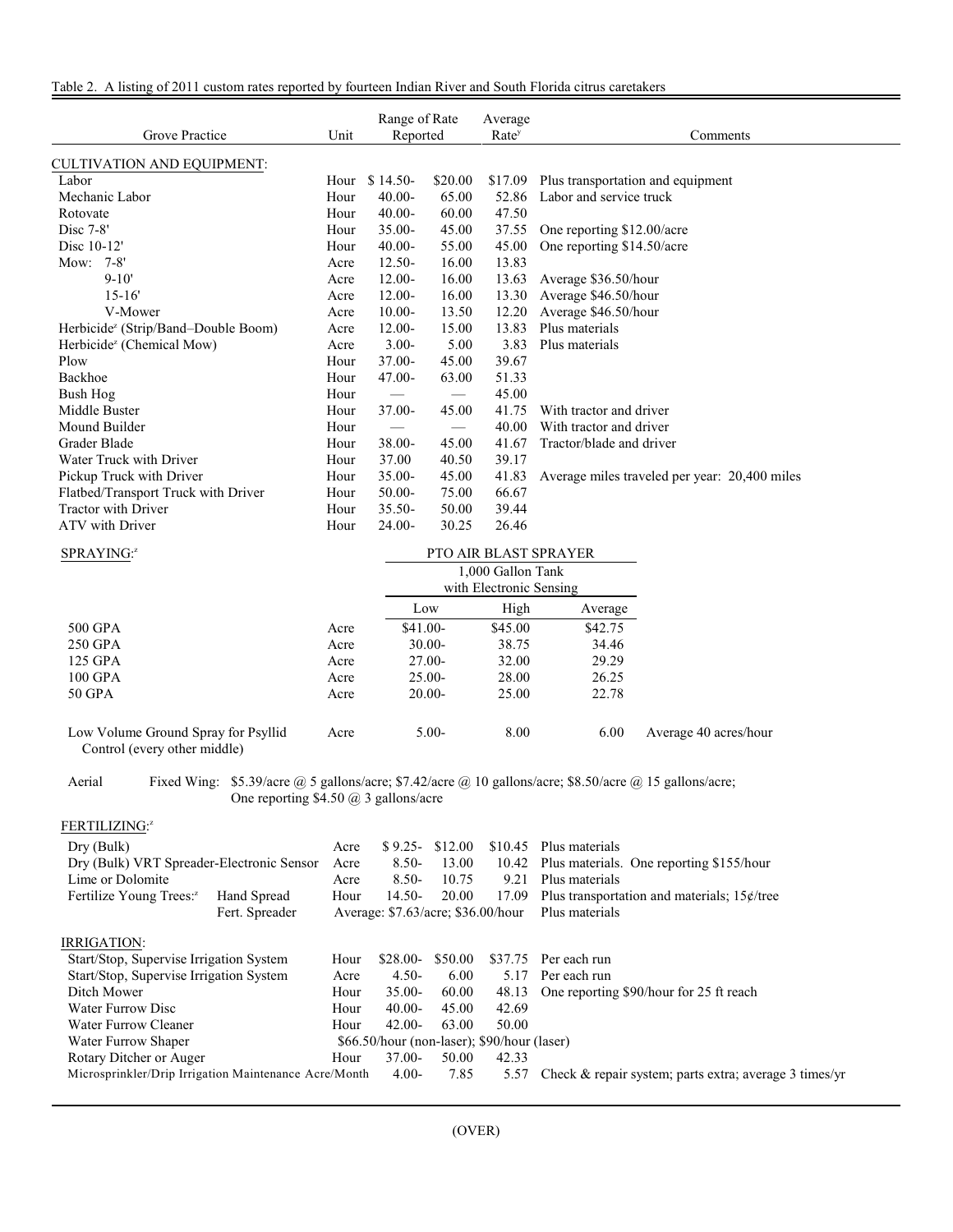Table 2. A listing of 2011 custom rates reported by fourteen Indian River and South Florida citrus caretakers

| Grove Practice | Unit | Range of Rate Reported | | Average Rate[y] | Comments |
|---|---|---|---|---|---|
| CULTIVATION AND EQUIPMENT: | | | | | |
| Labor | Hour | $ 14.50- | $20.00 | $17.09 | Plus transportation and equipment |
| Mechanic Labor | Hour | 40.00- | 65.00 | 52.86 | Labor and service truck |
| Rotovate | Hour | 40.00- | 60.00 | 47.50 | |
| Disc 7-8' | Hour | 35.00- | 45.00 | 37.55 | One reporting $12.00/acre |
| Disc 10-12' | Hour | 40.00- | 55.00 | 45.00 | One reporting $14.50/acre |
| Mow: 7-8' | Acre | 12.50- | 16.00 | 13.83 | |
| 9-10' | Acre | 12.00- | 16.00 | 13.63 | Average $36.50/hour |
| 15-16' | Acre | 12.00- | 16.00 | 13.30 | Average $46.50/hour |
| V-Mower | Acre | 10.00- | 13.50 | 12.20 | Average $46.50/hour |
| Herbicide[z] (Strip/Band–Double Boom) | Acre | 12.00- | 15.00 | 13.83 | Plus materials |
| Herbicide[z] (Chemical Mow) | Acre | 3.00- | 5.00 | 3.83 | Plus materials |
| Plow | Hour | 37.00- | 45.00 | 39.67 | |
| Backhoe | Hour | 47.00- | 63.00 | 51.33 | |
| Bush Hog | Hour | — | — | 45.00 | |
| Middle Buster | Hour | 37.00- | 45.00 | 41.75 | With tractor and driver |
| Mound Builder | Hour | — | — | 40.00 | With tractor and driver |
| Grader Blade | Hour | 38.00- | 45.00 | 41.67 | Tractor/blade and driver |
| Water Truck with Driver | Hour | 37.00 | 40.50 | 39.17 | |
| Pickup Truck with Driver | Hour | 35.00- | 45.00 | 41.83 | Average miles traveled per year: 20,400 miles |
| Flatbed/Transport Truck with Driver | Hour | 50.00- | 75.00 | 66.67 | |
| Tractor with Driver | Hour | 35.50- | 50.00 | 39.44 | |
| ATV with Driver | Hour | 24.00- | 30.25 | 26.46 | |

| SPRAYING:[z] | Unit | PTO AIR BLAST SPRAYER 1,000 Gallon Tank with Electronic Sensing | | | |
|---|---|---|---|---|---|
| | | Low | High | Average | |
| 500 GPA | Acre | $41.00- | $45.00 | $42.75 | |
| 250 GPA | Acre | 30.00- | 38.75 | 34.46 | |
| 125 GPA | Acre | 27.00- | 32.00 | 29.29 | |
| 100 GPA | Acre | 25.00- | 28.00 | 26.25 | |
| 50 GPA | Acre | 20.00- | 25.00 | 22.78 | |
| Low Volume Ground Spray for Psyllid Control (every other middle) | Acre | 5.00- | 8.00 | 6.00 | Average 40 acres/hour |

Aerial Fixed Wing: $5.39/acre @ 5 gallons/acre; $7.42/acre @ 10 gallons/acre; $8.50/acre @ 15 gallons/acre; One reporting $4.50 @ 3 gallons/acre

| Grove Practice | Unit | Range of Rate Reported | | Average Rate[y] | Comments |
|---|---|---|---|---|---|
| FERTILIZING:[z] | | | | | |
| Dry (Bulk) | Acre | $ 9.25- | $12.00 | $10.45 | Plus materials |
| Dry (Bulk) VRT Spreader-Electronic Sensor | Acre | 8.50- | 13.00 | 10.42 | Plus materials. One reporting $155/hour |
| Lime or Dolomite | Acre | 8.50- | 10.75 | 9.21 | Plus materials |
| Fertilize Young Trees:[z] Hand Spread | Hour | 14.50- | 20.00 | 17.09 | Plus transportation and materials; 15¢/tree |
| Fertilize Young Trees:[z] Fert. Spreader | | Average: $7.63/acre; $36.00/hour | | | Plus materials |
| IRRIGATION: | | | | | |
| Start/Stop, Supervise Irrigation System | Hour | $28.00- | $50.00 | $37.75 | Per each run |
| Start/Stop, Supervise Irrigation System | Acre | 4.50- | 6.00 | 5.17 | Per each run |
| Ditch Mower | Hour | 35.00- | 60.00 | 48.13 | One reporting $90/hour for 25 ft reach |
| Water Furrow Disc | Hour | 40.00- | 45.00 | 42.69 | |
| Water Furrow Cleaner | Hour | 42.00- | 63.00 | 50.00 | |
| Water Furrow Shaper | | $66.50/hour (non-laser); $90/hour (laser) | | | |
| Rotary Ditcher or Auger | Hour | 37.00- | 50.00 | 42.33 | |
| Microsprinkler/Drip Irrigation Maintenance | Acre/Month | 4.00- | 7.85 | 5.57 | Check & repair system; parts extra; average 3 times/yr |

(OVER)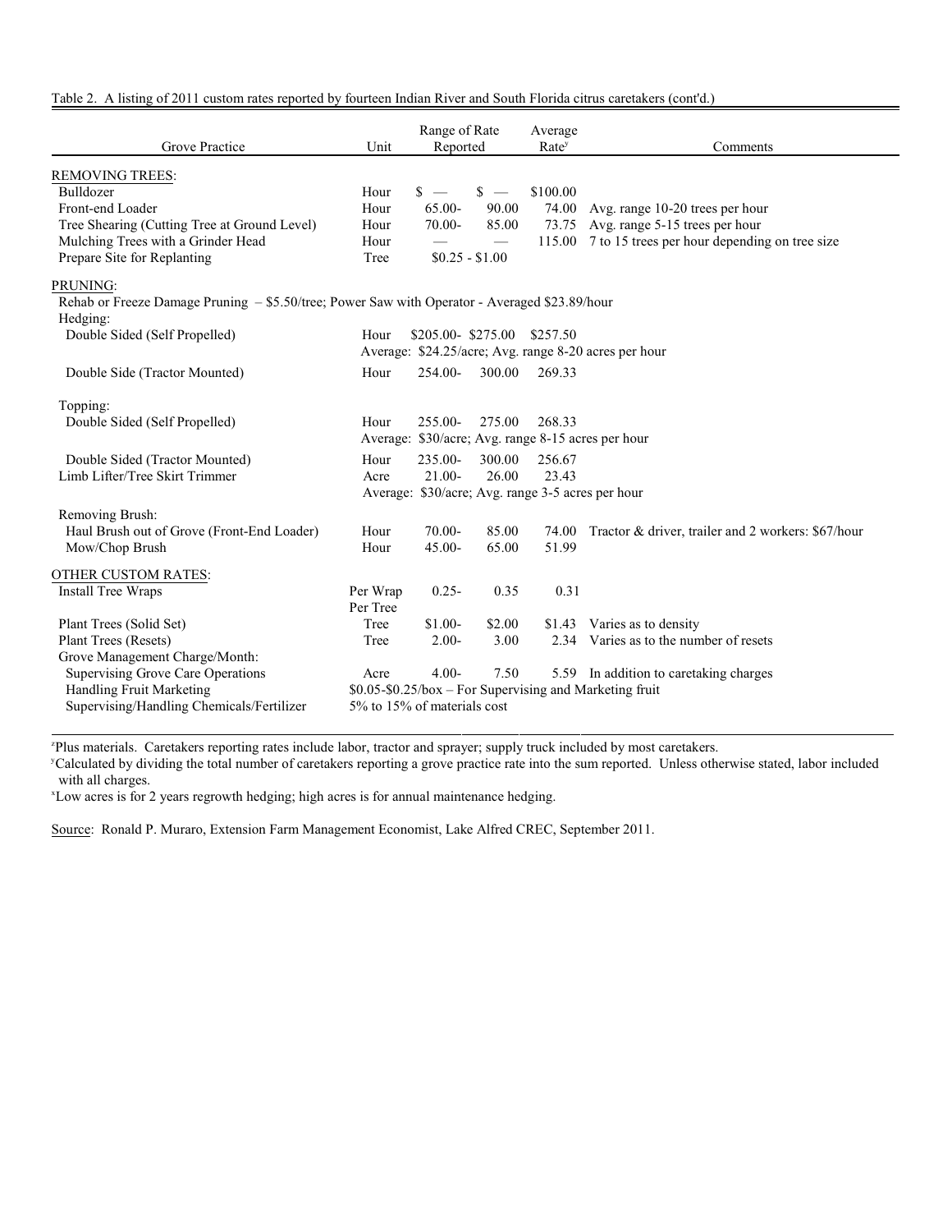Table 2. A listing of 2011 custom rates reported by fourteen Indian River and South Florida citrus caretakers (cont'd.)

| Grove Practice | Unit | Range of Rate Reported | | Average Rate[y] | Comments |
|---|---|---|---|---|---|
| REMOVING TREES: | | | | | |
| Bulldozer | Hour | $ — | $ — | $100.00 | |
| Front-end Loader | Hour | 65.00- | 90.00 | 74.00 | Avg. range 10-20 trees per hour |
| Tree Shearing (Cutting Tree at Ground Level) | Hour | 70.00- | 85.00 | 73.75 | Avg. range 5-15 trees per hour |
| Mulching Trees with a Grinder Head | Hour | — | — | 115.00 | 7 to 15 trees per hour depending on tree size |
| Prepare Site for Replanting | Tree | $0.25 - $1.00 | | | |
| PRUNING: | | | | | |
| Rehab or Freeze Damage Pruning – $5.50/tree; Power Saw with Operator - Averaged $23.89/hour | | | | | |
| Hedging: | | | | | |
| Double Sided (Self Propelled) | Hour | $205.00- | $275.00 | $257.50 | |
| | Average: $24.25/acre; Avg. range 8-20 acres per hour | | | | |
| Double Side (Tractor Mounted) | Hour | 254.00- | 300.00 | 269.33 | |
| Topping: | | | | | |
| Double Sided (Self Propelled) | Hour | 255.00- | 275.00 | 268.33 | |
| | Average: $30/acre; Avg. range 8-15 acres per hour | | | | |
| Double Sided (Tractor Mounted) | Hour | 235.00- | 300.00 | 256.67 | |
| Limb Lifter/Tree Skirt Trimmer | Acre | 21.00- | 26.00 | 23.43 | |
| | Average: $30/acre; Avg. range 3-5 acres per hour | | | | |
| Removing Brush: | | | | | |
| Haul Brush out of Grove (Front-End Loader) | Hour | 70.00- | 85.00 | 74.00 | Tractor & driver, trailer and 2 workers: $67/hour |
| Mow/Chop Brush | Hour | 45.00- | 65.00 | 51.99 | |
| OTHER CUSTOM RATES: | | | | | |
| Install Tree Wraps | Per Wrap Per Tree | 0.25- | 0.35 | 0.31 | |
| Plant Trees (Solid Set) | Tree | $1.00- | $2.00 | $1.43 | Varies as to density |
| Plant Trees (Resets) | Tree | 2.00- | 3.00 | 2.34 | Varies as to the number of resets |
| Grove Management Charge/Month: | | | | | |
| Supervising Grove Care Operations | Acre | 4.00- | 7.50 | 5.59 | In addition to caretaking charges |
| Handling Fruit Marketing | $0.05-$0.25/box – For Supervising and Marketing fruit | | | | |
| Supervising/Handling Chemicals/Fertilizer | 5% to 15% of materials cost | | | | |

[z]Plus materials. Caretakers reporting rates include labor, tractor and sprayer; supply truck included by most caretakers.

[y]Calculated by dividing the total number of caretakers reporting a grove practice rate into the sum reported. Unless otherwise stated, labor included with all charges.

[x]Low acres is for 2 years regrowth hedging; high acres is for annual maintenance hedging.

Source: Ronald P. Muraro, Extension Farm Management Economist, Lake Alfred CREC, September 2011.